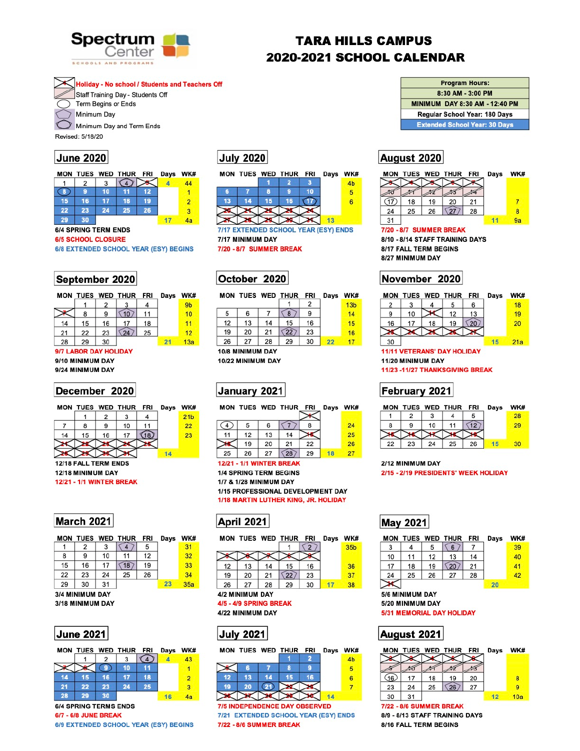# Spectrum Center

SCHOOLS AND PROGRAMS

# TARA HILLS CAMPUS
# 2020-2021 SCHOOL CALENDAR

**Legend:**
- Holiday - No school / Students and Teachers Off
- Staff Training Day - Students Off
- Term Begins or Ends
- Minimum Day
- Minimum Day and Term Ends

Revised: 5/18/20

| Program Hours: |
|---|
| 8:30 AM - 3:00 PM |
| MINIMUM DAY 8:30 AM - 12:40 PM |
| Regular School Year: 180 Days |
| Extended School Year: 30 Days |

## June 2020

| MON | TUES | WED | THUR | FRI | Days | WK# |
|---|---|---|---|---|---|---|
| 1 | 2 | 3 | 4 | 5 | 4 | 44 |
| 8 | 9 | 10 | 11 | 12 | | 1 |
| 15 | 16 | 17 | 18 | 19 | | 2 |
| 22 | 23 | 24 | 25 | 26 | | 3 |
| 29 | 30 | | | | 17 | 4a |

6/4 SPRING TERM ENDS
6/5 SCHOOL CLOSURE
6/8 EXTENDED SCHOOL YEAR (ESY) BEGINS

## July 2020

| MON | TUES | WED | THUR | FRI | Days | WK# |
|---|---|---|---|---|---|---|
| | | 1 | 2 | 3 | | 4b |
| 6 | 7 | 8 | 9 | 10 | | 5 |
| 13 | 14 | 15 | 16 | 17 | | 6 |
| 20 | 21 | 22 | 23 | 24 | | |
| 27 | 28 | 29 | 30 | 31 | 13 | |

7/17 EXTENDED SCHOOL YEAR (ESY) ENDS
7/17 MINIMUM DAY
7/20 - 8/7 SUMMER BREAK

## August 2020

| MON | TUES | WED | THUR | FRI | Days | WK# |
|---|---|---|---|---|---|---|
| 3 | 4 | 5 | 6 | 7 | | |
| 10 | 11 | 12 | 13 | 14 | | |
| 17 | 18 | 19 | 20 | 21 | | 7 |
| 24 | 25 | 26 | 27 | 28 | | 8 |
| 31 | | | | | 11 | 9a |

7/20 - 8/7 SUMMER BREAK
8/10 - 8/14 STAFF TRAINING DAYS
8/17 FALL TERM BEGINS
8/27 MINIMUM DAY

## September 2020

| MON | TUES | WED | THUR | FRI | Days | WK# |
|---|---|---|---|---|---|---|
| | 1 | 2 | 3 | 4 | | 9b |
| 7 | 8 | 9 | 10 | 11 | | 10 |
| 14 | 15 | 16 | 17 | 18 | | 11 |
| 21 | 22 | 23 | 24 | 25 | | 12 |
| 28 | 29 | 30 | | | 21 | 13a |

9/7 LABOR DAY HOLIDAY
9/10 MINIMUM DAY
9/24 MINIMUM DAY

## October 2020

| MON | TUES | WED | THUR | FRI | Days | WK# |
|---|---|---|---|---|---|---|
| | | | 1 | 2 | | 13b |
| 5 | 6 | 7 | 8 | 9 | | 14 |
| 12 | 13 | 14 | 15 | 16 | | 15 |
| 19 | 20 | 21 | 22 | 23 | | 16 |
| 26 | 27 | 28 | 29 | 30 | 22 | 17 |

10/8 MINIMUM DAY
10/22 MINIMUM DAY

## November 2020

| MON | TUES | WED | THUR | FRI | Days | WK# |
|---|---|---|---|---|---|---|
| 2 | 3 | 4 | 5 | 6 | | 18 |
| 9 | 10 | 11 | 12 | 13 | | 19 |
| 16 | 17 | 18 | 19 | 20 | | 20 |
| 23 | 24 | 25 | 26 | 27 | | |
| 30 | | | | | 15 | 21a |

11/11 VETERANS' DAY HOLIDAY
11/20 MINIMUM DAY
11/23 -11/27 THANKSGIVING BREAK

## December 2020

| MON | TUES | WED | THUR | FRI | Days | WK# |
|---|---|---|---|---|---|---|
| | 1 | 2 | 3 | 4 | | 21b |
| 7 | 8 | 9 | 10 | 11 | | 22 |
| 14 | 15 | 16 | 17 | 18 | | 23 |
| 21 | 22 | 23 | 24 | 25 | | |
| 28 | 29 | 30 | 31 | | 14 | |

12/18 FALL TERM ENDS
12/18 MINIMUM DAY
12/21 - 1/1 WINTER BREAK

## January 2021

| MON | TUES | WED | THUR | FRI | Days | WK# |
|---|---|---|---|---|---|---|
| | | | | 1 | | |
| 4 | 5 | 6 | 7 | 8 | | 24 |
| 11 | 12 | 13 | 14 | 15 | | 25 |
| 18 | 19 | 20 | 21 | 22 | | 26 |
| 25 | 26 | 27 | 28 | 29 | 18 | 27 |

12/21 - 1/1 WINTER BREAK
1/4 SPRING TERM BEGINS
1/7 & 1/28 MINIMUM DAY
1/15 PROFESSIONAL DEVELOPMENT DAY
1/18 MARTIN LUTHER KING, JR. HOLIDAY

## February 2021

| MON | TUES | WED | THUR | FRI | Days | WK# |
|---|---|---|---|---|---|---|
| 1 | 2 | 3 | 4 | 5 | | 28 |
| 8 | 9 | 10 | 11 | 12 | | 29 |
| 15 | 16 | 17 | 18 | 19 | | |
| 22 | 23 | 24 | 25 | 26 | 15 | 30 |

2/12 MINIMUM DAY
2/15 - 2/19 PRESIDENTS' WEEK HOLIDAY

## March 2021

| MON | TUES | WED | THUR | FRI | Days | WK# |
|---|---|---|---|---|---|---|
| 1 | 2 | 3 | 4 | 5 | | 31 |
| 8 | 9 | 10 | 11 | 12 | | 32 |
| 15 | 16 | 17 | 18 | 19 | | 33 |
| 22 | 23 | 24 | 25 | 26 | | 34 |
| 29 | 30 | 31 | | | 23 | 35a |

3/4 MINIMUM DAY
3/18 MINIMUM DAY

## April 2021

| MON | TUES | WED | THUR | FRI | Days | WK# |
|---|---|---|---|---|---|---|
| | | | 1 | 2 | | 35b |
| 5 | 6 | 7 | 8 | 9 | | |
| 12 | 13 | 14 | 15 | 16 | | 36 |
| 19 | 20 | 21 | 22 | 23 | | 37 |
| 26 | 27 | 28 | 29 | 30 | 17 | 38 |

4/2 MINIMUM DAY
4/5 - 4/9 SPRING BREAK
4/22 MINIMUM DAY

## May 2021

| MON | TUES | WED | THUR | FRI | Days | WK# |
|---|---|---|---|---|---|---|
| 3 | 4 | 5 | 6 | 7 | | 39 |
| 10 | 11 | 12 | 13 | 14 | | 40 |
| 17 | 18 | 19 | 20 | 21 | | 41 |
| 24 | 25 | 26 | 27 | 28 | | 42 |
| 31 | | | | | 20 | |

5/6 MINIMUM DAY
5/20 MINIMUM DAY
5/31 MEMORIAL DAY HOLIDAY

## June 2021

| MON | TUES | WED | THUR | FRI | Days | WK# |
|---|---|---|---|---|---|---|
| | 1 | 2 | 3 | 4 | 4 | 43 |
| 7 | 8 | 9 | 10 | 11 | | 1 |
| 14 | 15 | 16 | 17 | 18 | | 2 |
| 21 | 22 | 23 | 24 | 25 | | 3 |
| 28 | 29 | 30 | | | 16 | 4a |

6/4 SPRING TERMS ENDS
6/7 - 6/8 JUNE BREAK
6/9 EXTENDED SCHOOL YEAR (ESY) BEGINS

## July 2021

| MON | TUES | WED | THUR | FRI | Days | WK# |
|---|---|---|---|---|---|---|
| | | | 1 | 2 | | 4b |
| 5 | 6 | 7 | 8 | 9 | | 5 |
| 12 | 13 | 14 | 15 | 16 | | 6 |
| 19 | 20 | 21 | 22 | 23 | | 7 |
| 26 | 27 | 28 | 29 | 30 | 14 | |

7/5 INDEPENDENCE DAY OBSERVED
7/21 EXTENDED SCHOOL YEAR (ESY) ENDS
7/22 - 8/6 SUMMER BREAK

## August 2021

| MON | TUES | WED | THUR | FRI | Days | WK# |
|---|---|---|---|---|---|---|
| 2 | 3 | 4 | 5 | 6 | | |
| 9 | 10 | 11 | 12 | 13 | | |
| 16 | 17 | 18 | 19 | 20 | | 8 |
| 23 | 24 | 25 | 26 | 27 | | 9 |
| 30 | 31 | | | | 12 | 10a |

7/22 - 8/6 SUMMER BREAK
8/9 - 8/13 STAFF TRAINING DAYS
8/16 FALL TERM BEGINS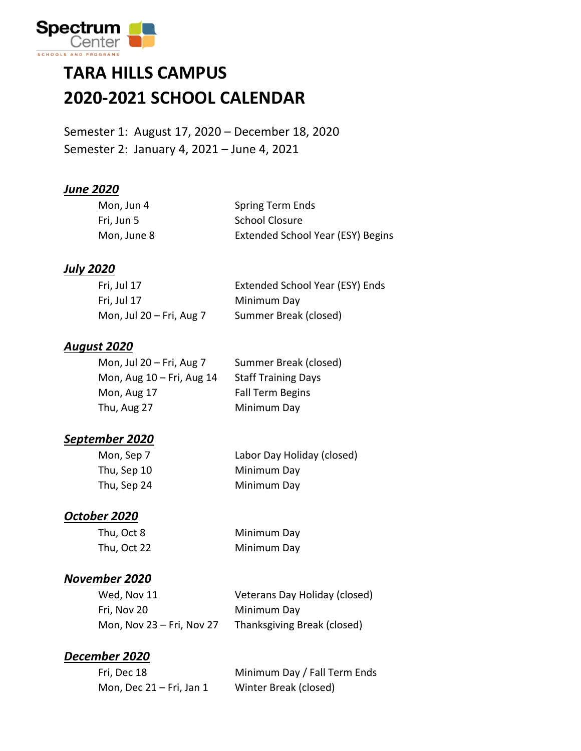Spectrum Center
SCHOOLS AND PROGRAMS

# TARA HILLS CAMPUS
# 2020-2021 SCHOOL CALENDAR

Semester 1: August 17, 2020 – December 18, 2020
Semester 2: January 4, 2021 – June 4, 2021

### ***June 2020***

| | |
|---|---|
| Mon, Jun 4 | Spring Term Ends |
| Fri, Jun 5 | School Closure |
| Mon, June 8 | Extended School Year (ESY) Begins |

### ***July 2020***

| | |
|---|---|
| Fri, Jul 17 | Extended School Year (ESY) Ends |
| Fri, Jul 17 | Minimum Day |
| Mon, Jul 20 – Fri, Aug 7 | Summer Break (closed) |

### ***August 2020***

| | |
|---|---|
| Mon, Jul 20 – Fri, Aug 7 | Summer Break (closed) |
| Mon, Aug 10 – Fri, Aug 14 | Staff Training Days |
| Mon, Aug 17 | Fall Term Begins |
| Thu, Aug 27 | Minimum Day |

### ***September 2020***

| | |
|---|---|
| Mon, Sep 7 | Labor Day Holiday (closed) |
| Thu, Sep 10 | Minimum Day |
| Thu, Sep 24 | Minimum Day |

### ***October 2020***

| | |
|---|---|
| Thu, Oct 8 | Minimum Day |
| Thu, Oct 22 | Minimum Day |

### ***November 2020***

| | |
|---|---|
| Wed, Nov 11 | Veterans Day Holiday (closed) |
| Fri, Nov 20 | Minimum Day |
| Mon, Nov 23 – Fri, Nov 27 | Thanksgiving Break (closed) |

### ***December 2020***

| | |
|---|---|
| Fri, Dec 18 | Minimum Day / Fall Term Ends |
| Mon, Dec 21 – Fri, Jan 1 | Winter Break (closed) |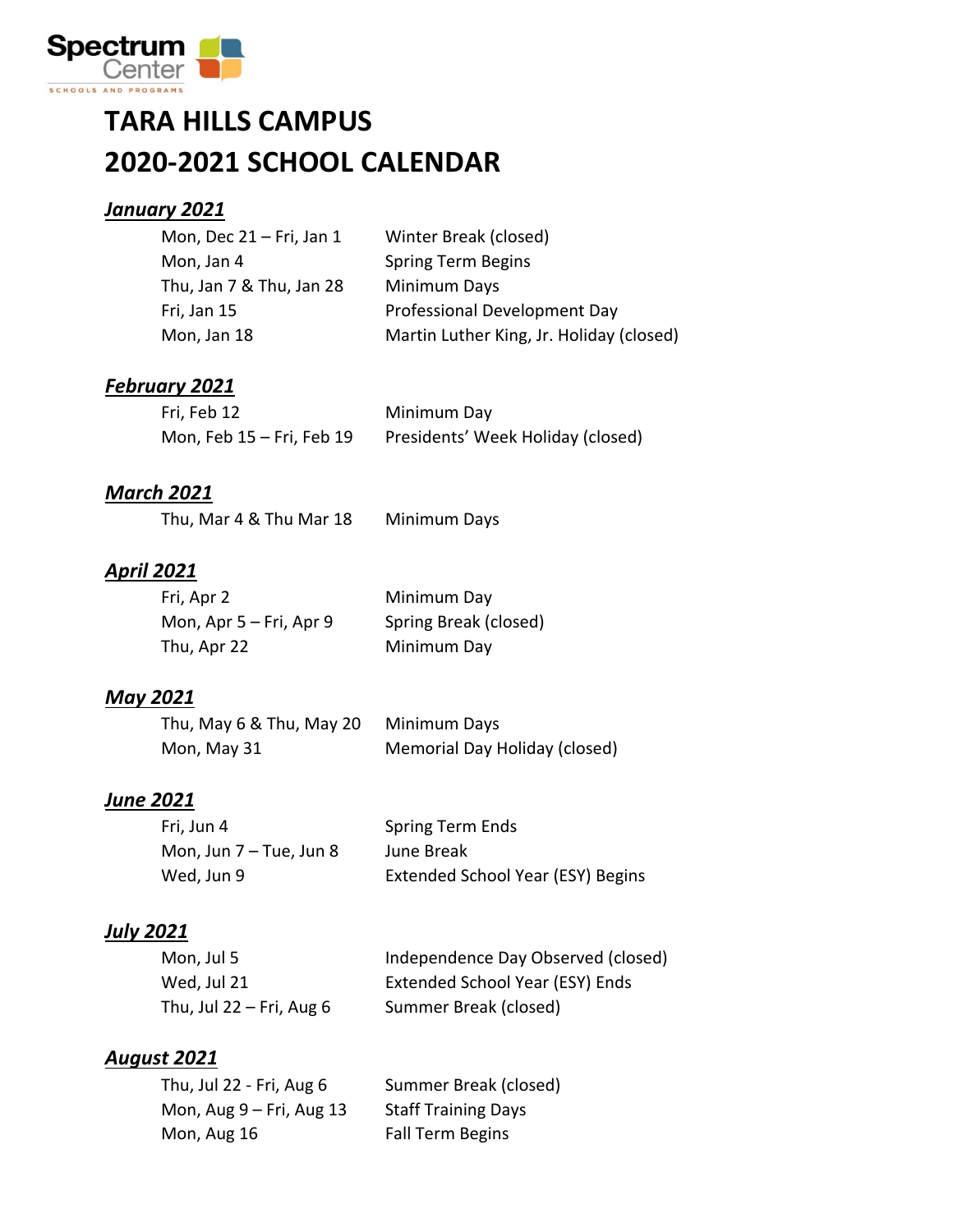# TARA HILLS CAMPUS
# 2020-2021 SCHOOL CALENDAR

## ***January 2021***

| | |
|---|---|
| Mon, Dec 21 – Fri, Jan 1 | Winter Break (closed) |
| Mon, Jan 4 | Spring Term Begins |
| Thu, Jan 7 & Thu, Jan 28 | Minimum Days |
| Fri, Jan 15 | Professional Development Day |
| Mon, Jan 18 | Martin Luther King, Jr. Holiday (closed) |

## ***February 2021***

| | |
|---|---|
| Fri, Feb 12 | Minimum Day |
| Mon, Feb 15 – Fri, Feb 19 | Presidents' Week Holiday (closed) |

## ***March 2021***

| | |
|---|---|
| Thu, Mar 4 & Thu Mar 18 | Minimum Days |

## ***April 2021***

| | |
|---|---|
| Fri, Apr 2 | Minimum Day |
| Mon, Apr 5 – Fri, Apr 9 | Spring Break (closed) |
| Thu, Apr 22 | Minimum Day |

## ***May 2021***

| | |
|---|---|
| Thu, May 6 & Thu, May 20 | Minimum Days |
| Mon, May 31 | Memorial Day Holiday (closed) |

## ***June 2021***

| | |
|---|---|
| Fri, Jun 4 | Spring Term Ends |
| Mon, Jun 7 – Tue, Jun 8 | June Break |
| Wed, Jun 9 | Extended School Year (ESY) Begins |

## ***July 2021***

| | |
|---|---|
| Mon, Jul 5 | Independence Day Observed (closed) |
| Wed, Jul 21 | Extended School Year (ESY) Ends |
| Thu, Jul 22 – Fri, Aug 6 | Summer Break (closed) |

## ***August 2021***

| | |
|---|---|
| Thu, Jul 22 - Fri, Aug 6 | Summer Break (closed) |
| Mon, Aug 9 – Fri, Aug 13 | Staff Training Days |
| Mon, Aug 16 | Fall Term Begins |